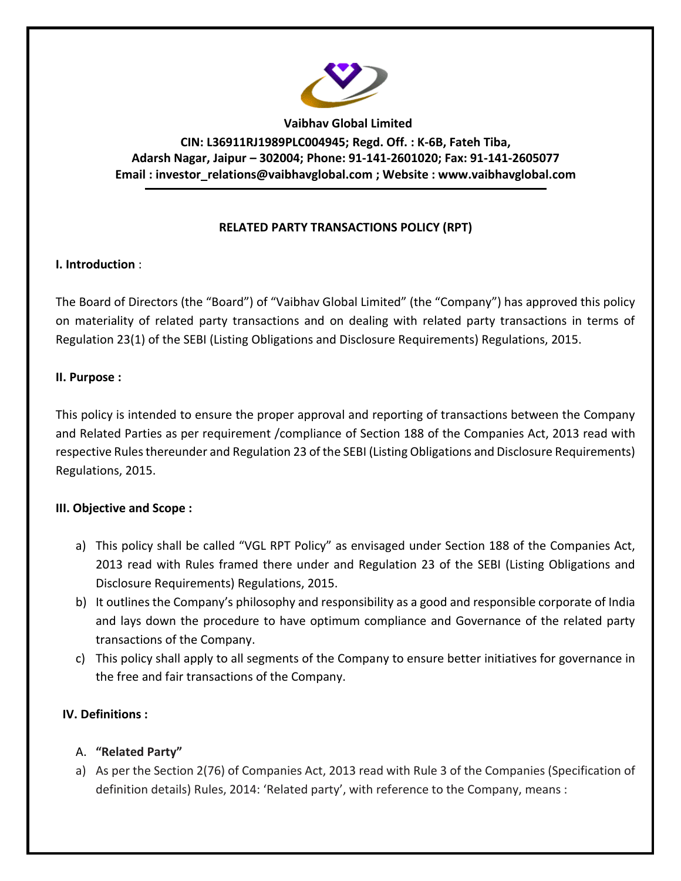**Vaibhav Global Limited**

**CIN: L36911RJ1989PLC004945; Regd. Off. : K-6B, Fateh Tiba, Adarsh Nagar, Jaipur – 302004; Phone: 91-141-2601020; Fax: 91-141-2605077**

**Email : investor_relations@vaibhavglobal.com ; Website : www.vaibhavglobal.com**

---

# RELATED PARTY TRANSACTIONS POLICY (RPT)

## I. Introduction :

The Board of Directors (the "Board") of "Vaibhav Global Limited" (the "Company") has approved this policy on materiality of related party transactions and on dealing with related party transactions in terms of Regulation 23(1) of the SEBI (Listing Obligations and Disclosure Requirements) Regulations, 2015.

## II. Purpose :

This policy is intended to ensure the proper approval and reporting of transactions between the Company and Related Parties as per requirement /compliance of Section 188 of the Companies Act, 2013 read with respective Rules thereunder and Regulation 23 of the SEBI (Listing Obligations and Disclosure Requirements) Regulations, 2015.

## III. Objective and Scope :

a) This policy shall be called "VGL RPT Policy" as envisaged under Section 188 of the Companies Act, 2013 read with Rules framed there under and Regulation 23 of the SEBI (Listing Obligations and Disclosure Requirements) Regulations, 2015.

b) It outlines the Company's philosophy and responsibility as a good and responsible corporate of India and lays down the procedure to have optimum compliance and Governance of the related party transactions of the Company.

c) This policy shall apply to all segments of the Company to ensure better initiatives for governance in the free and fair transactions of the Company.

## IV. Definitions :

A. **"Related Party"**

a) As per the Section 2(76) of Companies Act, 2013 read with Rule 3 of the Companies (Specification of definition details) Rules, 2014: 'Related party', with reference to the Company, means :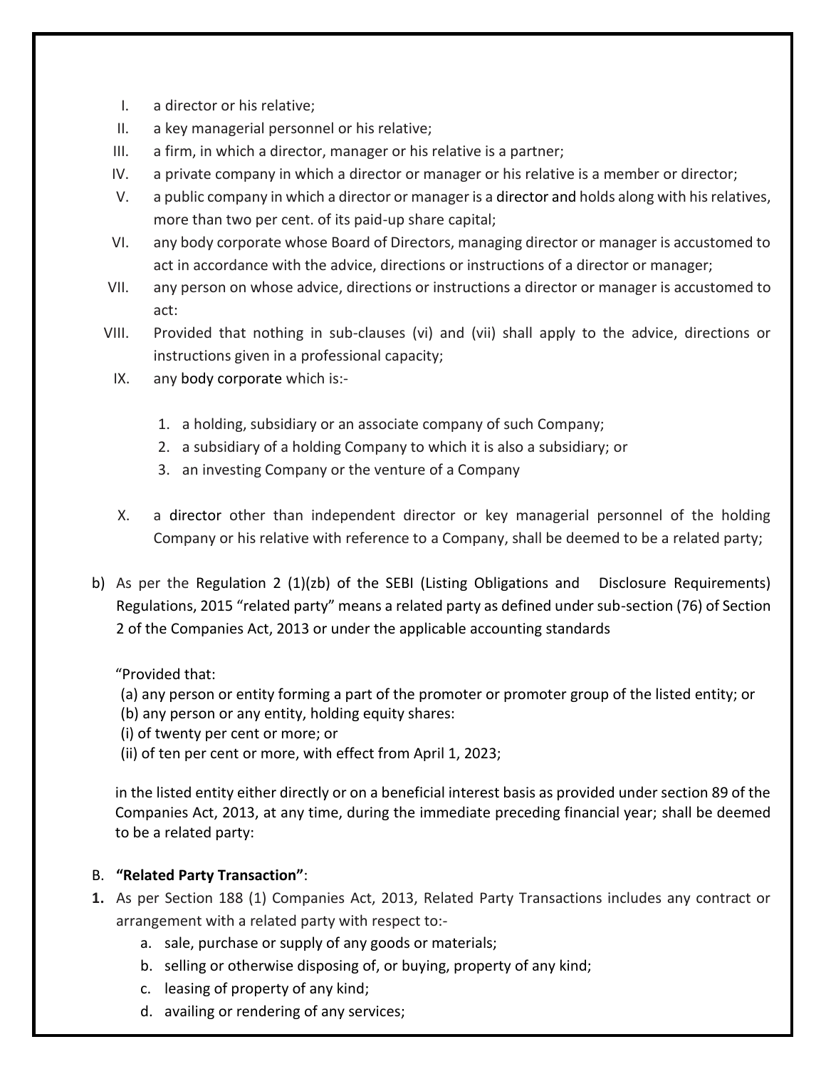I. a director or his relative;
II. a key managerial personnel or his relative;
III. a firm, in which a director, manager or his relative is a partner;
IV. a private company in which a director or manager or his relative is a member or director;
V. a public company in which a director or manager is a director and holds along with his relatives, more than two per cent. of its paid-up share capital;
VI. any body corporate whose Board of Directors, managing director or manager is accustomed to act in accordance with the advice, directions or instructions of a director or manager;
VII. any person on whose advice, directions or instructions a director or manager is accustomed to act:
VIII. Provided that nothing in sub-clauses (vi) and (vii) shall apply to the advice, directions or instructions given in a professional capacity;
IX. any body corporate which is:-

    1. a holding, subsidiary or an associate company of such Company;
    2. a subsidiary of a holding Company to which it is also a subsidiary; or
    3. an investing Company or the venture of a Company

X. a director other than independent director or key managerial personnel of the holding Company or his relative with reference to a Company, shall be deemed to be a related party;

b) As per the Regulation 2 (1)(zb) of the SEBI (Listing Obligations and Disclosure Requirements) Regulations, 2015 "related party" means a related party as defined under sub-section (76) of Section 2 of the Companies Act, 2013 or under the applicable accounting standards

   "Provided that:
   (a) any person or entity forming a part of the promoter or promoter group of the listed entity; or
   (b) any person or any entity, holding equity shares:
   (i) of twenty per cent or more; or
   (ii) of ten per cent or more, with effect from April 1, 2023;

   in the listed entity either directly or on a beneficial interest basis as provided under section 89 of the Companies Act, 2013, at any time, during the immediate preceding financial year; shall be deemed to be a related party:

B. **"Related Party Transaction"**:

**1.** As per Section 188 (1) Companies Act, 2013, Related Party Transactions includes any contract or arrangement with a related party with respect to:-

   a. sale, purchase or supply of any goods or materials;
   b. selling or otherwise disposing of, or buying, property of any kind;
   c. leasing of property of any kind;
   d. availing or rendering of any services;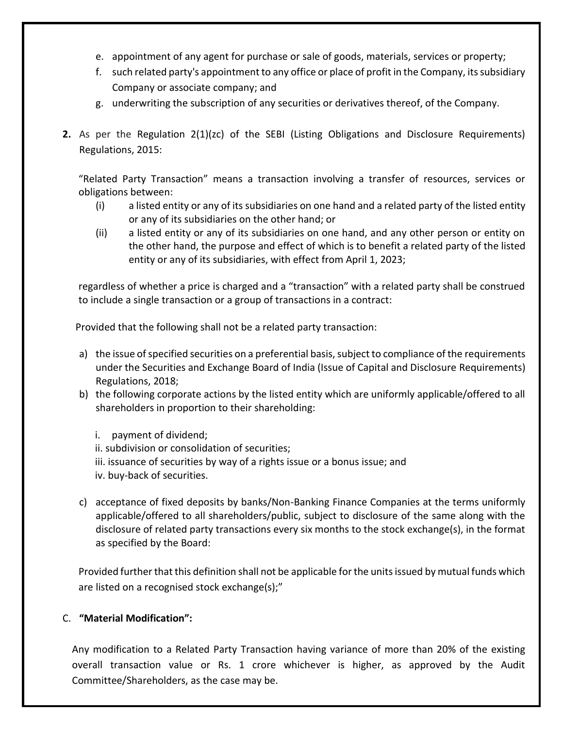e. appointment of any agent for purchase or sale of goods, materials, services or property;
f. such related party's appointment to any office or place of profit in the Company, its subsidiary Company or associate company; and
g. underwriting the subscription of any securities or derivatives thereof, of the Company.

**2.** As per the Regulation 2(1)(zc) of the SEBI (Listing Obligations and Disclosure Requirements) Regulations, 2015:

"Related Party Transaction" means a transaction involving a transfer of resources, services or obligations between:

(i) a listed entity or any of its subsidiaries on one hand and a related party of the listed entity or any of its subsidiaries on the other hand; or

(ii) a listed entity or any of its subsidiaries on one hand, and any other person or entity on the other hand, the purpose and effect of which is to benefit a related party of the listed entity or any of its subsidiaries, with effect from April 1, 2023;

regardless of whether a price is charged and a "transaction" with a related party shall be construed to include a single transaction or a group of transactions in a contract:

Provided that the following shall not be a related party transaction:

a) the issue of specified securities on a preferential basis, subject to compliance of the requirements under the Securities and Exchange Board of India (Issue of Capital and Disclosure Requirements) Regulations, 2018;
b) the following corporate actions by the listed entity which are uniformly applicable/offered to all shareholders in proportion to their shareholding:

    i. payment of dividend;
    ii. subdivision or consolidation of securities;
    iii. issuance of securities by way of a rights issue or a bonus issue; and
    iv. buy-back of securities.

c) acceptance of fixed deposits by banks/Non-Banking Finance Companies at the terms uniformly applicable/offered to all shareholders/public, subject to disclosure of the same along with the disclosure of related party transactions every six months to the stock exchange(s), in the format as specified by the Board:

Provided further that this definition shall not be applicable for the units issued by mutual funds which are listed on a recognised stock exchange(s);"

C. **"Material Modification":**

Any modification to a Related Party Transaction having variance of more than 20% of the existing overall transaction value or Rs. 1 crore whichever is higher, as approved by the Audit Committee/Shareholders, as the case may be.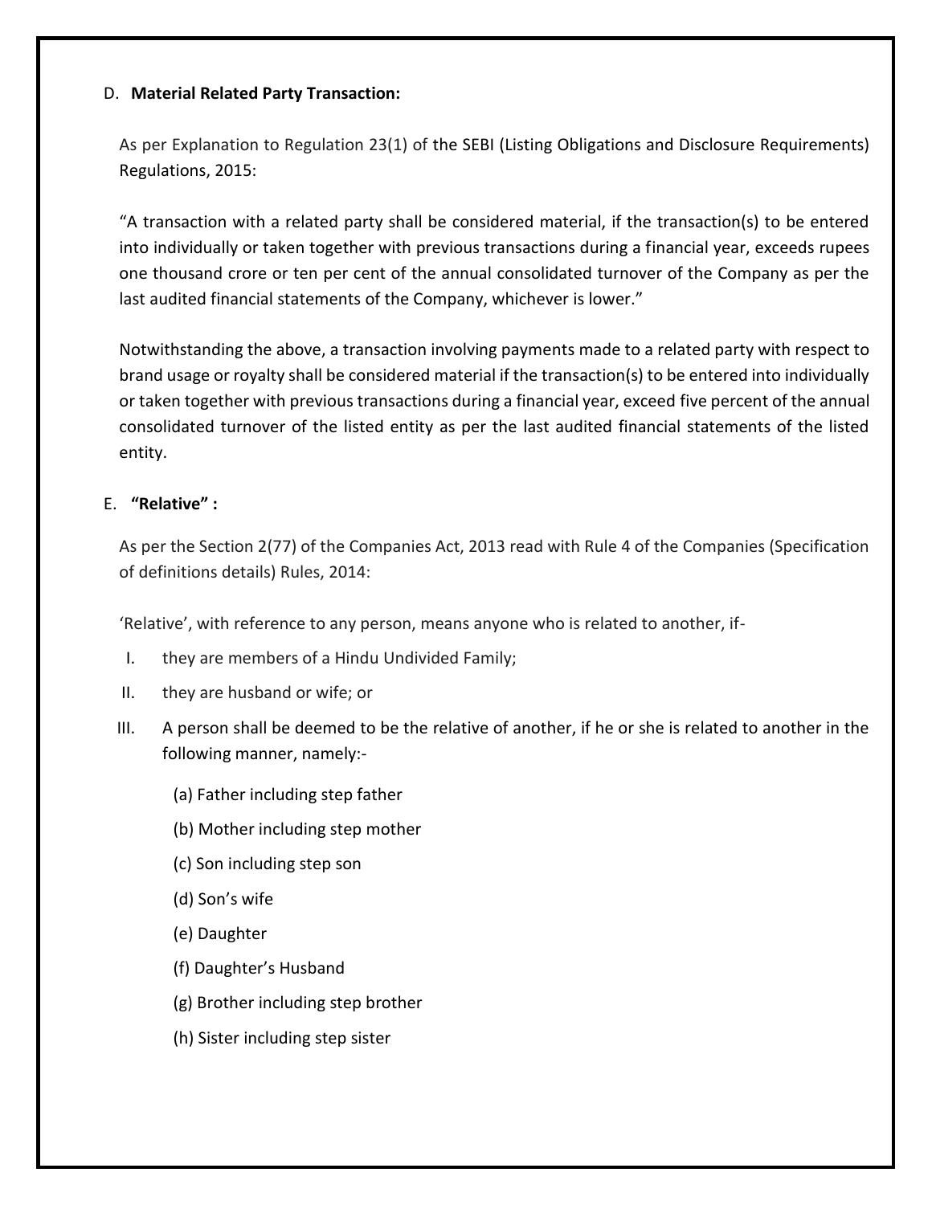D. **Material Related Party Transaction:**

As per Explanation to Regulation 23(1) of the SEBI (Listing Obligations and Disclosure Requirements) Regulations, 2015:

“A transaction with a related party shall be considered material, if the transaction(s) to be entered into individually or taken together with previous transactions during a financial year, exceeds rupees one thousand crore or ten per cent of the annual consolidated turnover of the Company as per the last audited financial statements of the Company, whichever is lower.”

Notwithstanding the above, a transaction involving payments made to a related party with respect to brand usage or royalty shall be considered material if the transaction(s) to be entered into individually or taken together with previous transactions during a financial year, exceed five percent of the annual consolidated turnover of the listed entity as per the last audited financial statements of the listed entity.

E. **“Relative” :**

As per the Section 2(77) of the Companies Act, 2013 read with Rule 4 of the Companies (Specification of definitions details) Rules, 2014:

‘Relative’, with reference to any person, means anyone who is related to another, if-

I. they are members of a Hindu Undivided Family;
II. they are husband or wife; or
III. A person shall be deemed to be the relative of another, if he or she is related to another in the following manner, namely:-

   (a) Father including step father

   (b) Mother including step mother

   (c) Son including step son

   (d) Son’s wife

   (e) Daughter

   (f) Daughter’s Husband

   (g) Brother including step brother

   (h) Sister including step sister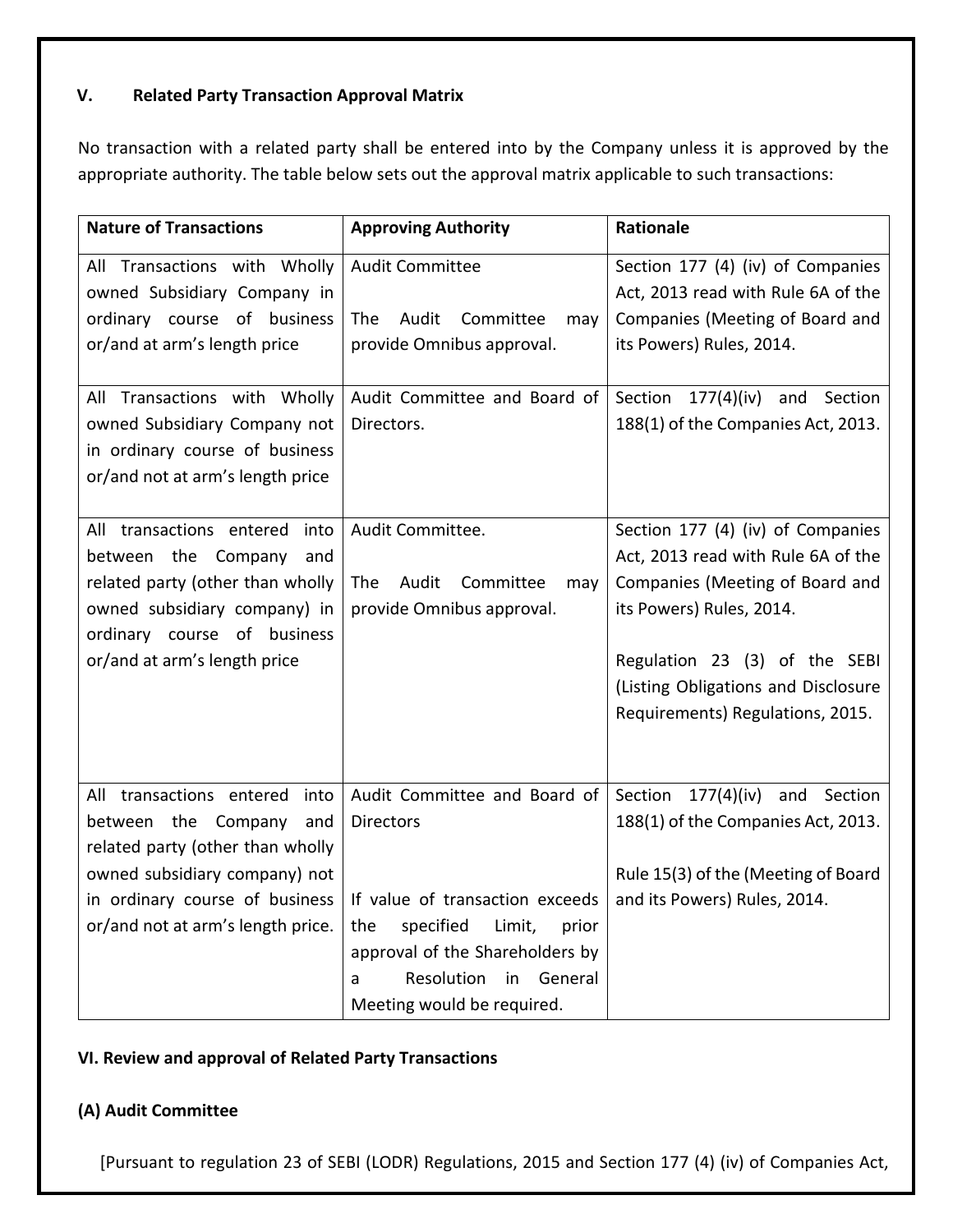## V. Related Party Transaction Approval Matrix

No transaction with a related party shall be entered into by the Company unless it is approved by the appropriate authority. The table below sets out the approval matrix applicable to such transactions:

| Nature of Transactions | Approving Authority | Rationale |
|---|---|---|
| All Transactions with Wholly owned Subsidiary Company in ordinary course of business or/and at arm's length price | Audit Committee<br><br>The Audit Committee may provide Omnibus approval. | Section 177 (4) (iv) of Companies Act, 2013 read with Rule 6A of the Companies (Meeting of Board and its Powers) Rules, 2014. |
| All Transactions with Wholly owned Subsidiary Company not in ordinary course of business or/and not at arm's length price | Audit Committee and Board of Directors. | Section 177(4)(iv) and Section 188(1) of the Companies Act, 2013. |
| All transactions entered into between the Company and related party (other than wholly owned subsidiary company) in ordinary course of business or/and at arm's length price | Audit Committee.<br><br>The Audit Committee may provide Omnibus approval. | Section 177 (4) (iv) of Companies Act, 2013 read with Rule 6A of the Companies (Meeting of Board and its Powers) Rules, 2014.<br><br>Regulation 23 (3) of the SEBI (Listing Obligations and Disclosure Requirements) Regulations, 2015. |
| All transactions entered into between the Company and related party (other than wholly owned subsidiary company) not in ordinary course of business or/and not at arm's length price. | Audit Committee and Board of Directors<br><br>If value of transaction exceeds the specified Limit, prior approval of the Shareholders by a Resolution in General Meeting would be required. | Section 177(4)(iv) and Section 188(1) of the Companies Act, 2013.<br><br>Rule 15(3) of the (Meeting of Board and its Powers) Rules, 2014. |

## VI. Review and approval of Related Party Transactions

### (A) Audit Committee

[Pursuant to regulation 23 of SEBI (LODR) Regulations, 2015 and Section 177 (4) (iv) of Companies Act,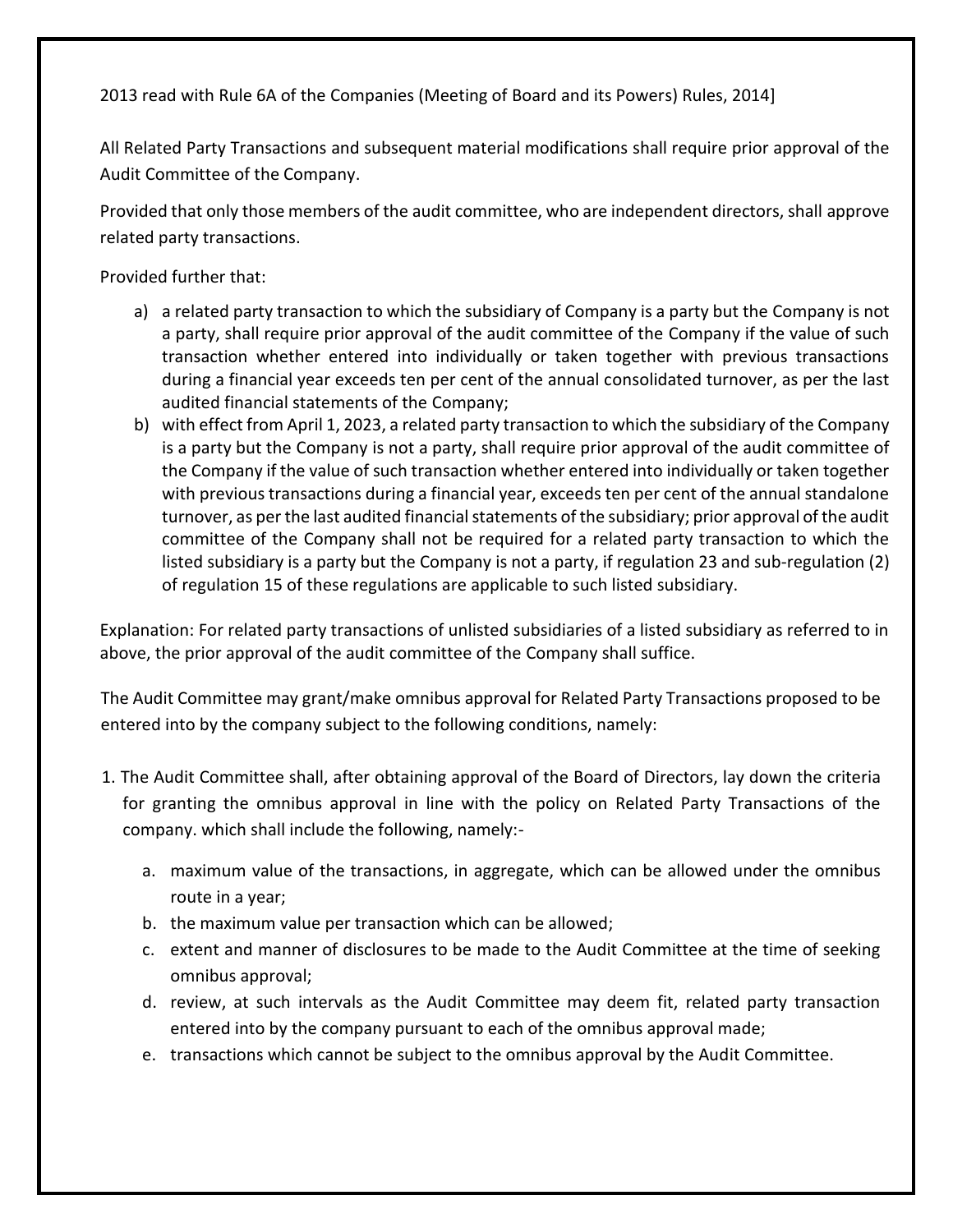2013 read with Rule 6A of the Companies (Meeting of Board and its Powers) Rules, 2014]

All Related Party Transactions and subsequent material modifications shall require prior approval of the Audit Committee of the Company.

Provided that only those members of the audit committee, who are independent directors, shall approve related party transactions.

Provided further that:

a) a related party transaction to which the subsidiary of Company is a party but the Company is not a party, shall require prior approval of the audit committee of the Company if the value of such transaction whether entered into individually or taken together with previous transactions during a financial year exceeds ten per cent of the annual consolidated turnover, as per the last audited financial statements of the Company;
b) with effect from April 1, 2023, a related party transaction to which the subsidiary of the Company is a party but the Company is not a party, shall require prior approval of the audit committee of the Company if the value of such transaction whether entered into individually or taken together with previous transactions during a financial year, exceeds ten per cent of the annual standalone turnover, as per the last audited financial statements of the subsidiary; prior approval of the audit committee of the Company shall not be required for a related party transaction to which the listed subsidiary is a party but the Company is not a party, if regulation 23 and sub-regulation (2) of regulation 15 of these regulations are applicable to such listed subsidiary.

Explanation: For related party transactions of unlisted subsidiaries of a listed subsidiary as referred to in above, the prior approval of the audit committee of the Company shall suffice.

The Audit Committee may grant/make omnibus approval for Related Party Transactions proposed to be entered into by the company subject to the following conditions, namely:

1. The Audit Committee shall, after obtaining approval of the Board of Directors, lay down the criteria for granting the omnibus approval in line with the policy on Related Party Transactions of the company. which shall include the following, namely:-
   a. maximum value of the transactions, in aggregate, which can be allowed under the omnibus route in a year;
   b. the maximum value per transaction which can be allowed;
   c. extent and manner of disclosures to be made to the Audit Committee at the time of seeking omnibus approval;
   d. review, at such intervals as the Audit Committee may deem fit, related party transaction entered into by the company pursuant to each of the omnibus approval made;
   e. transactions which cannot be subject to the omnibus approval by the Audit Committee.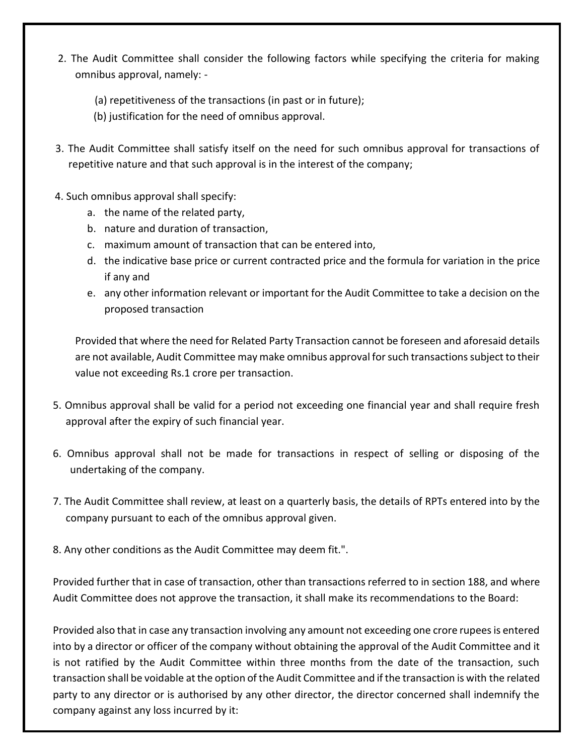2. The Audit Committee shall consider the following factors while specifying the criteria for making omnibus approval, namely: -

   (a) repetitiveness of the transactions (in past or in future);
   (b) justification for the need of omnibus approval.

3. The Audit Committee shall satisfy itself on the need for such omnibus approval for transactions of repetitive nature and that such approval is in the interest of the company;

4. Such omnibus approval shall specify:
   a. the name of the related party,
   b. nature and duration of transaction,
   c. maximum amount of transaction that can be entered into,
   d. the indicative base price or current contracted price and the formula for variation in the price if any and
   e. any other information relevant or important for the Audit Committee to take a decision on the proposed transaction

   Provided that where the need for Related Party Transaction cannot be foreseen and aforesaid details are not available, Audit Committee may make omnibus approval for such transactions subject to their value not exceeding Rs.1 crore per transaction.

5. Omnibus approval shall be valid for a period not exceeding one financial year and shall require fresh approval after the expiry of such financial year.

6. Omnibus approval shall not be made for transactions in respect of selling or disposing of the undertaking of the company.

7. The Audit Committee shall review, at least on a quarterly basis, the details of RPTs entered into by the company pursuant to each of the omnibus approval given.

8. Any other conditions as the Audit Committee may deem fit.".

Provided further that in case of transaction, other than transactions referred to in section 188, and where Audit Committee does not approve the transaction, it shall make its recommendations to the Board:

Provided also that in case any transaction involving any amount not exceeding one crore rupees is entered into by a director or officer of the company without obtaining the approval of the Audit Committee and it is not ratified by the Audit Committee within three months from the date of the transaction, such transaction shall be voidable at the option of the Audit Committee and if the transaction is with the related party to any director or is authorised by any other director, the director concerned shall indemnify the company against any loss incurred by it: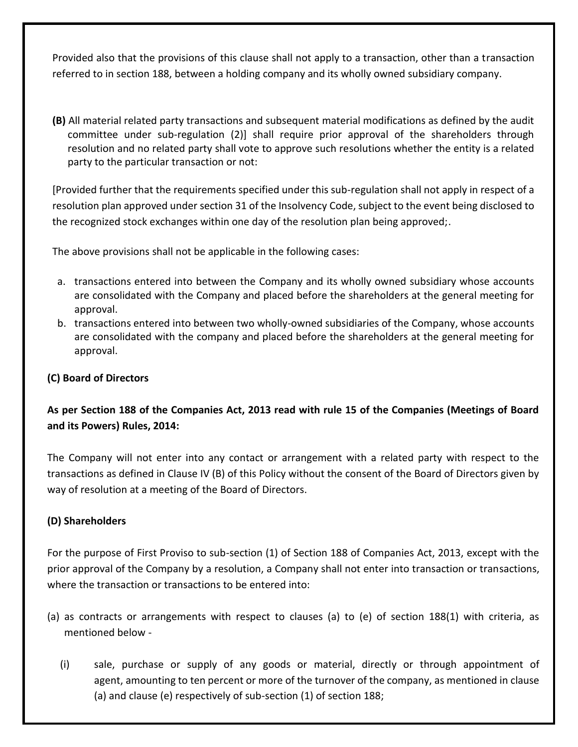Provided also that the provisions of this clause shall not apply to a transaction, other than a transaction referred to in section 188, between a holding company and its wholly owned subsidiary company.

**(B)** All material related party transactions and subsequent material modifications as defined by the audit committee under sub-regulation (2)] shall require prior approval of the shareholders through resolution and no related party shall vote to approve such resolutions whether the entity is a related party to the particular transaction or not:

[Provided further that the requirements specified under this sub-regulation shall not apply in respect of a resolution plan approved under section 31 of the Insolvency Code, subject to the event being disclosed to the recognized stock exchanges within one day of the resolution plan being approved;.

The above provisions shall not be applicable in the following cases:

a. transactions entered into between the Company and its wholly owned subsidiary whose accounts are consolidated with the Company and placed before the shareholders at the general meeting for approval.
b. transactions entered into between two wholly-owned subsidiaries of the Company, whose accounts are consolidated with the company and placed before the shareholders at the general meeting for approval.

**(C) Board of Directors**

**As per Section 188 of the Companies Act, 2013 read with rule 15 of the Companies (Meetings of Board and its Powers) Rules, 2014:**

The Company will not enter into any contact or arrangement with a related party with respect to the transactions as defined in Clause IV (B) of this Policy without the consent of the Board of Directors given by way of resolution at a meeting of the Board of Directors.

**(D) Shareholders**

For the purpose of First Proviso to sub-section (1) of Section 188 of Companies Act, 2013, except with the prior approval of the Company by a resolution, a Company shall not enter into transaction or transactions, where the transaction or transactions to be entered into:

(a) as contracts or arrangements with respect to clauses (a) to (e) of section 188(1) with criteria, as mentioned below -

(i) sale, purchase or supply of any goods or material, directly or through appointment of agent, amounting to ten percent or more of the turnover of the company, as mentioned in clause (a) and clause (e) respectively of sub-section (1) of section 188;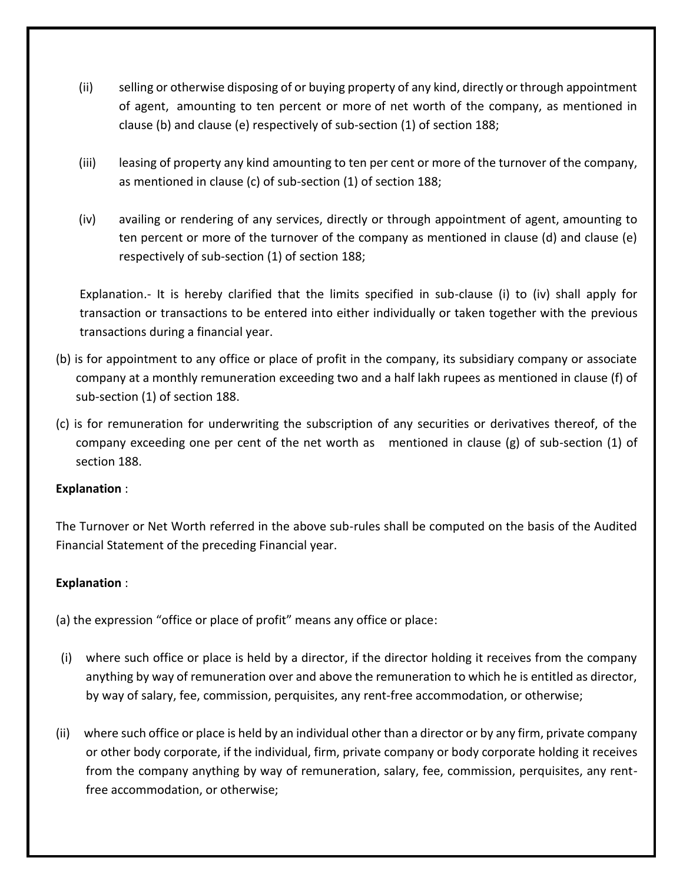(ii) selling or otherwise disposing of or buying property of any kind, directly or through appointment of agent, amounting to ten percent or more of net worth of the company, as mentioned in clause (b) and clause (e) respectively of sub-section (1) of section 188;

(iii) leasing of property any kind amounting to ten per cent or more of the turnover of the company, as mentioned in clause (c) of sub-section (1) of section 188;

(iv) availing or rendering of any services, directly or through appointment of agent, amounting to ten percent or more of the turnover of the company as mentioned in clause (d) and clause (e) respectively of sub-section (1) of section 188;

Explanation.- It is hereby clarified that the limits specified in sub-clause (i) to (iv) shall apply for transaction or transactions to be entered into either individually or taken together with the previous transactions during a financial year.

(b) is for appointment to any office or place of profit in the company, its subsidiary company or associate company at a monthly remuneration exceeding two and a half lakh rupees as mentioned in clause (f) of sub-section (1) of section 188.

(c) is for remuneration for underwriting the subscription of any securities or derivatives thereof, of the company exceeding one per cent of the net worth as mentioned in clause (g) of sub-section (1) of section 188.

**Explanation** :

The Turnover or Net Worth referred in the above sub-rules shall be computed on the basis of the Audited Financial Statement of the preceding Financial year.

**Explanation** :

(a) the expression "office or place of profit" means any office or place:

(i) where such office or place is held by a director, if the director holding it receives from the company anything by way of remuneration over and above the remuneration to which he is entitled as director, by way of salary, fee, commission, perquisites, any rent-free accommodation, or otherwise;

(ii) where such office or place is held by an individual other than a director or by any firm, private company or other body corporate, if the individual, firm, private company or body corporate holding it receives from the company anything by way of remuneration, salary, fee, commission, perquisites, any rent-free accommodation, or otherwise;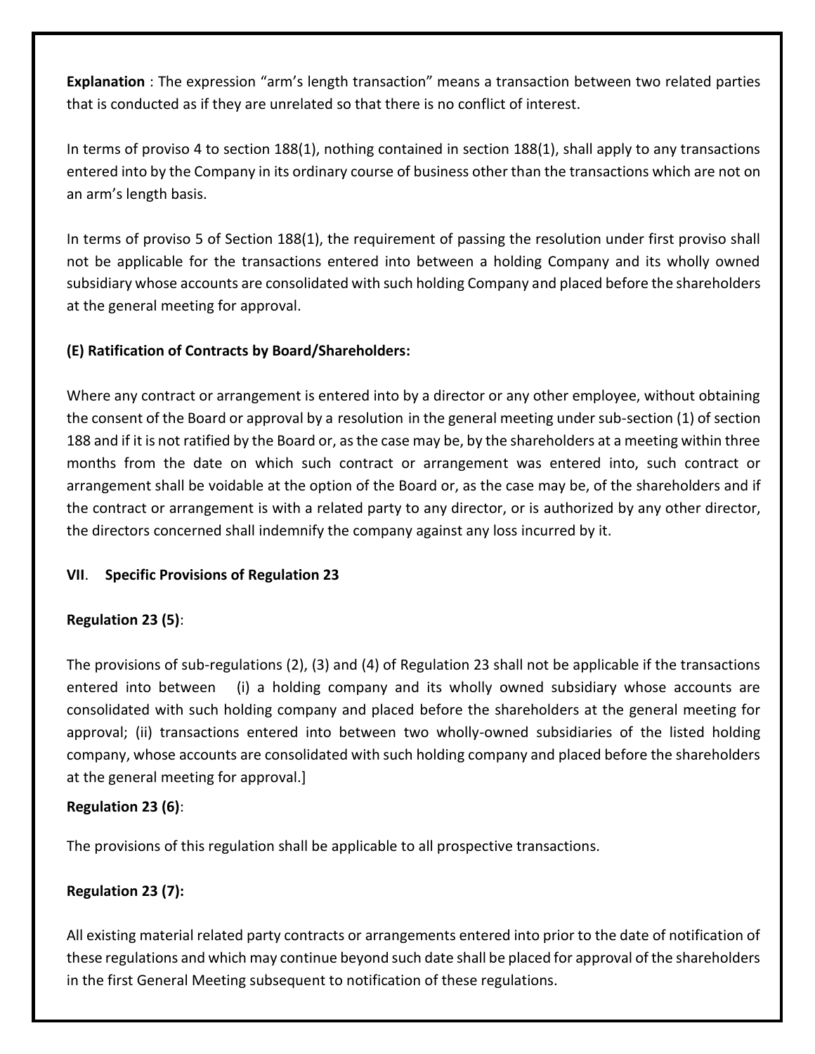**Explanation** : The expression “arm’s length transaction” means a transaction between two related parties that is conducted as if they are unrelated so that there is no conflict of interest.

In terms of proviso 4 to section 188(1), nothing contained in section 188(1), shall apply to any transactions entered into by the Company in its ordinary course of business other than the transactions which are not on an arm’s length basis.

In terms of proviso 5 of Section 188(1), the requirement of passing the resolution under first proviso shall not be applicable for the transactions entered into between a holding Company and its wholly owned subsidiary whose accounts are consolidated with such holding Company and placed before the shareholders at the general meeting for approval.

**(E) Ratification of Contracts by Board/Shareholders:**

Where any contract or arrangement is entered into by a director or any other employee, without obtaining the consent of the Board or approval by a resolution in the general meeting under sub-section (1) of section 188 and if it is not ratified by the Board or, as the case may be, by the shareholders at a meeting within three months from the date on which such contract or arrangement was entered into, such contract or arrangement shall be voidable at the option of the Board or, as the case may be, of the shareholders and if the contract or arrangement is with a related party to any director, or is authorized by any other director, the directors concerned shall indemnify the company against any loss incurred by it.

**VII**. **Specific Provisions of Regulation 23**

**Regulation 23 (5)**:

The provisions of sub-regulations (2), (3) and (4) of Regulation 23 shall not be applicable if the transactions entered into between (i) a holding company and its wholly owned subsidiary whose accounts are consolidated with such holding company and placed before the shareholders at the general meeting for approval; (ii) transactions entered into between two wholly-owned subsidiaries of the listed holding company, whose accounts are consolidated with such holding company and placed before the shareholders at the general meeting for approval.]

**Regulation 23 (6)**:

The provisions of this regulation shall be applicable to all prospective transactions.

**Regulation 23 (7):**

All existing material related party contracts or arrangements entered into prior to the date of notification of these regulations and which may continue beyond such date shall be placed for approval of the shareholders in the first General Meeting subsequent to notification of these regulations.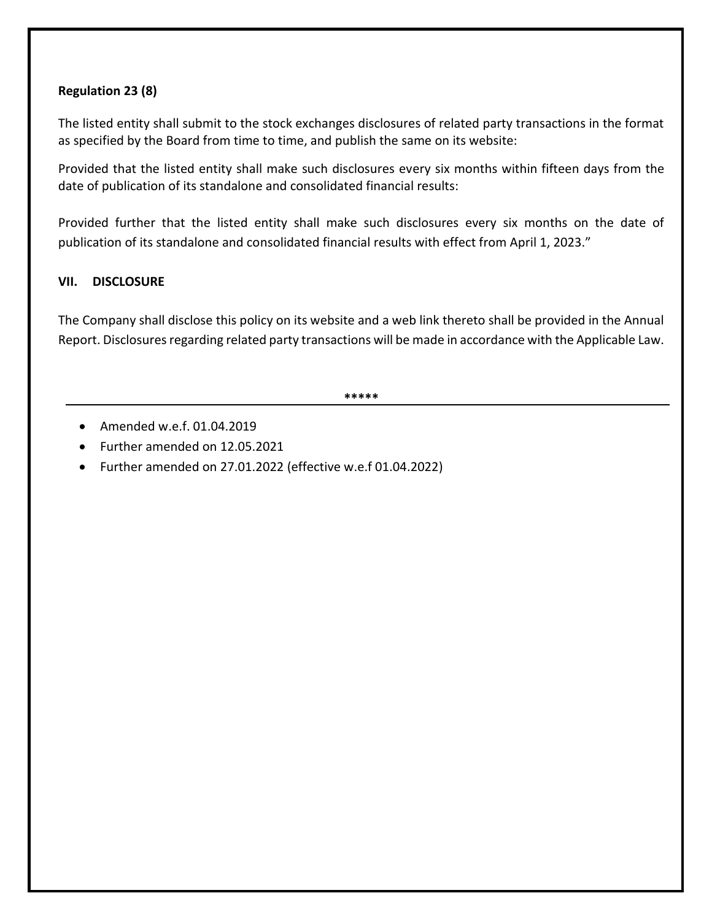**Regulation 23 (8)**

The listed entity shall submit to the stock exchanges disclosures of related party transactions in the format as specified by the Board from time to time, and publish the same on its website:

Provided that the listed entity shall make such disclosures every six months within fifteen days from the date of publication of its standalone and consolidated financial results:

Provided further that the listed entity shall make such disclosures every six months on the date of publication of its standalone and consolidated financial results with effect from April 1, 2023."

## VII. DISCLOSURE

The Company shall disclose this policy on its website and a web link thereto shall be provided in the Annual Report. Disclosures regarding related party transactions will be made in accordance with the Applicable Law.

*****

---

- Amended w.e.f. 01.04.2019
- Further amended on 12.05.2021
- Further amended on 27.01.2022 (effective w.e.f 01.04.2022)